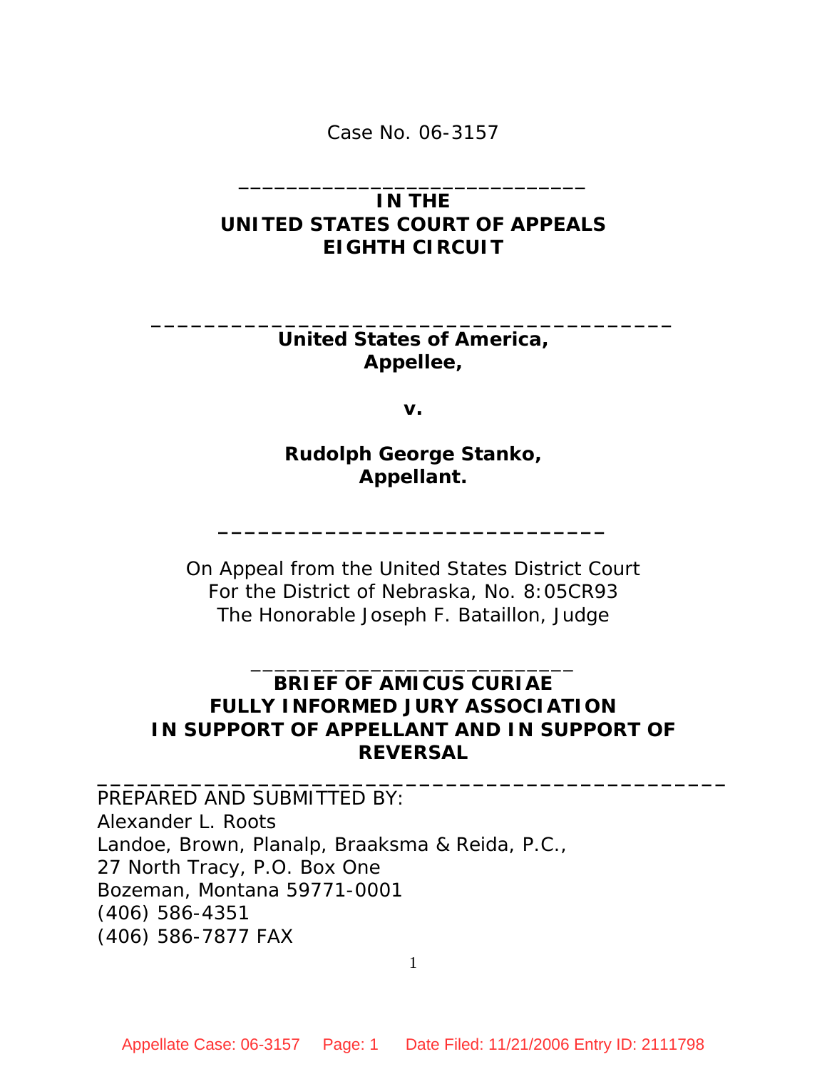Case No. 06-3157

---

**IN THE**
**UNITED STATES COURT OF APPEALS**
**EIGHTH CIRCUIT**

---

**United States of America,**
**Appellee,**

**v.**

**Rudolph George Stanko,**
**Appellant.**

---

On Appeal from the United States District Court
For the District of Nebraska, No. 8:05CR93
The Honorable Joseph F. Bataillon, Judge

---

**BRIEF OF AMICUS CURIAE**
**FULLY INFORMED JURY ASSOCIATION**
**IN SUPPORT OF APPELLANT AND IN SUPPORT OF REVERSAL**

---

PREPARED AND SUBMITTED BY:
Alexander L. Roots
Landoe, Brown, Planalp, Braaksma & Reida, P.C.,
27 North Tracy, P.O. Box One
Bozeman, Montana 59771-0001
(406) 586-4351
(406) 586-7877 FAX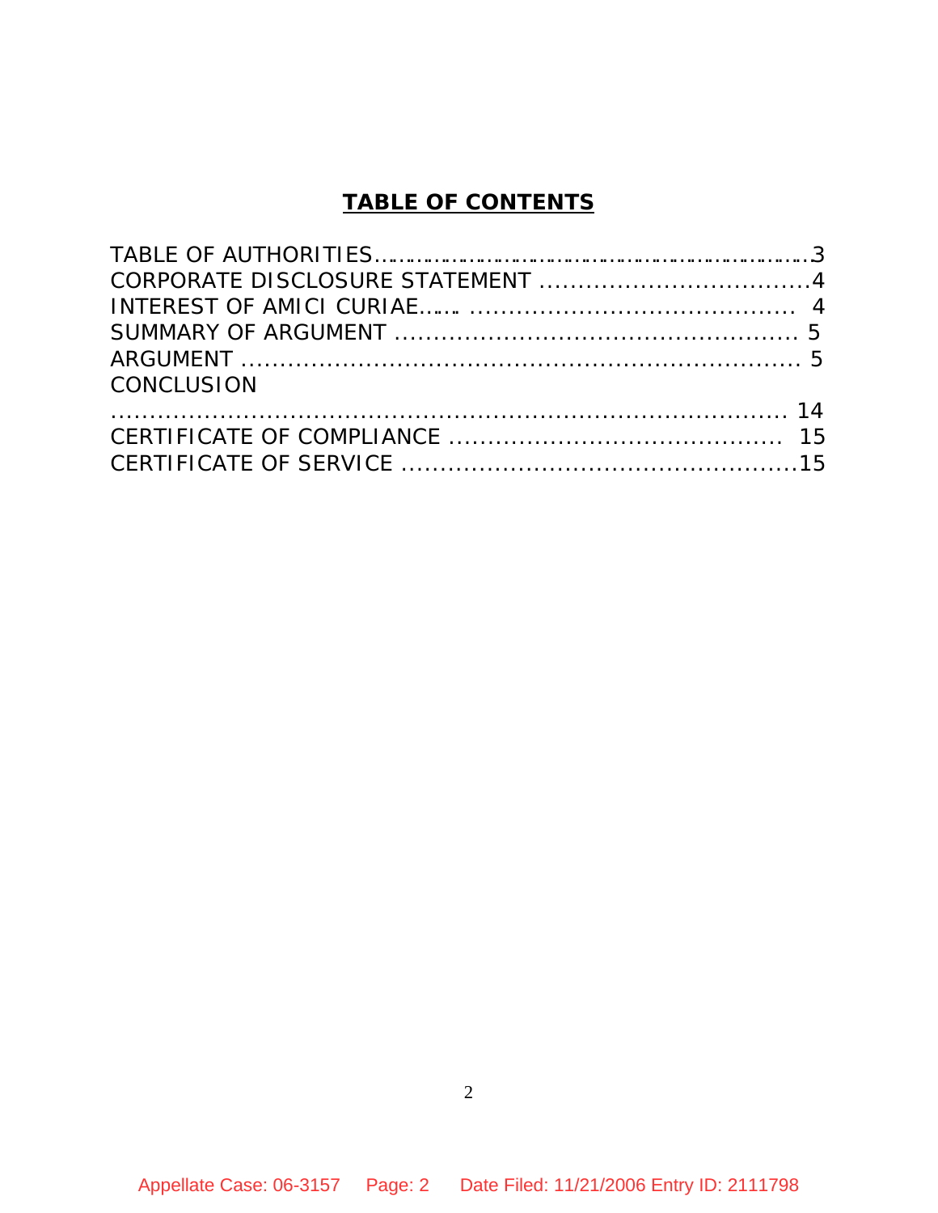# TABLE OF CONTENTS

TABLE OF AUTHORITIES..........................................................................3
CORPORATE DISCLOSURE STATEMENT ..................................4
INTEREST OF AMICI CURIAE....... ......................................... 4
SUMMARY OF ARGUMENT .................................................. 5
ARGUMENT ..................................................................... 5
CONCLUSION
.......................................................................................... 14
CERTIFICATE OF COMPLIANCE ........................................ 15
CERTIFICATE OF SERVICE ..................................................15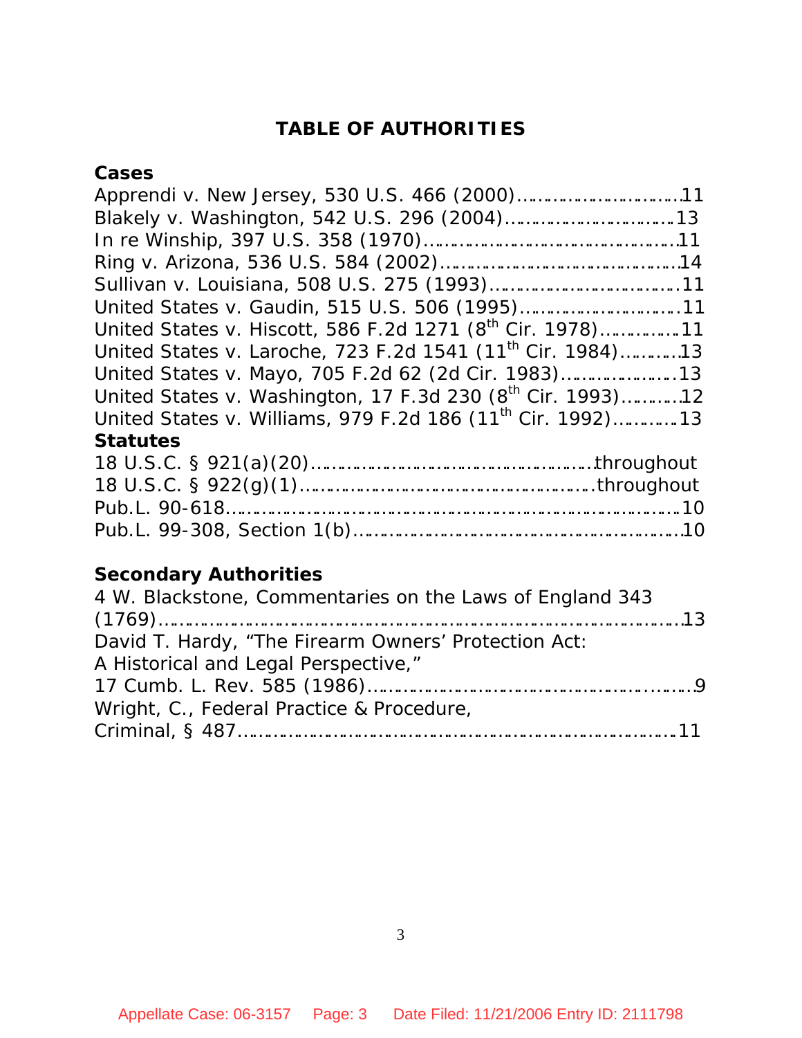# TABLE OF AUTHORITIES

## Cases

Apprendi v. New Jersey, 530 U.S. 466 (2000)……………………………11
Blakely v. Washington, 542 U.S. 296 (2004)……………………………13
In re Winship, 397 U.S. 358 (1970)…………………………………………11
Ring v. Arizona, 536 U.S. 584 (2002)………………………………………14
Sullivan v. Louisiana, 508 U.S. 275 (1993)……………………………11
United States v. Gaudin, 515 U.S. 506 (1995)…………………………11
United States v. Hiscott, 586 F.2d 1271 (8th Cir. 1978)……………11
United States v. Laroche, 723 F.2d 1541 (11th Cir. 1984)…………13
United States v. Mayo, 705 F.2d 62 (2d Cir. 1983)…………………13
United States v. Washington, 17 F.3d 230 (8th Cir. 1993)…………12
United States v. Williams, 979 F.2d 186 (11th Cir. 1992)…………13

## Statutes

18 U.S.C. § 921(a)(20)…………………………………………………throughout
18 U.S.C. § 922(g)(1)…………………………………………………throughout
Pub.L. 90-618…………………………………………………………………10
Pub.L. 99-308, Section 1(b)…………………………………………………10

## Secondary Authorities

4 W. Blackstone, Commentaries on the Laws of England 343 (1769)……………………………………………………………………………13
David T. Hardy, "The Firearm Owners' Protection Act: A Historical and Legal Perspective," 17 Cumb. L. Rev. 585 (1986)………………………………………………………9
Wright, C., Federal Practice & Procedure, Criminal, § 487……………………………………………………………………11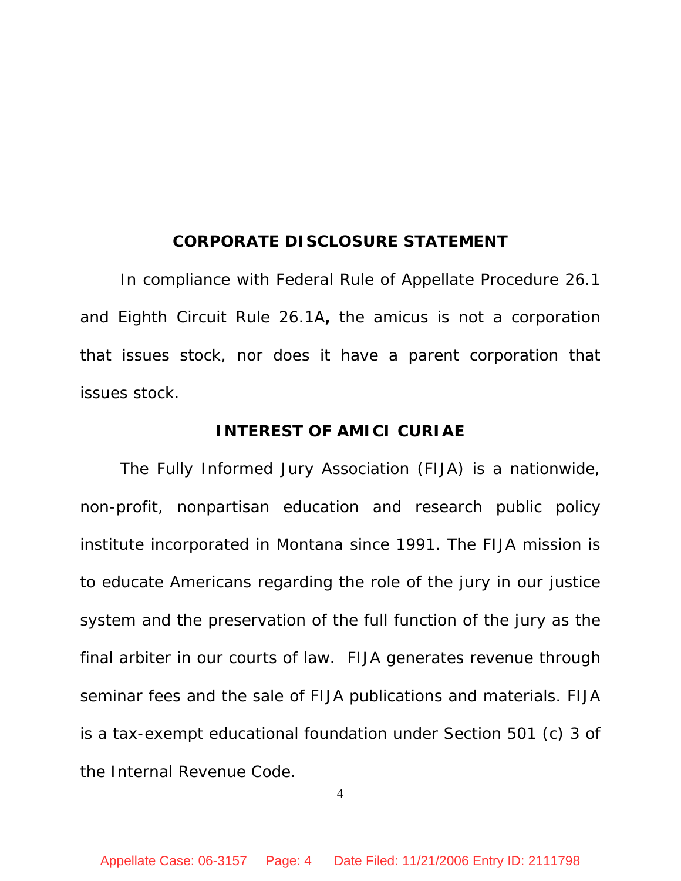## CORPORATE DISCLOSURE STATEMENT

In compliance with Federal Rule of Appellate Procedure 26.1 and Eighth Circuit Rule 26.1A**,** the amicus is not a corporation that issues stock, nor does it have a parent corporation that issues stock.

## INTEREST OF AMICI CURIAE

The Fully Informed Jury Association (FIJA) is a nationwide, non-profit, nonpartisan education and research public policy institute incorporated in Montana since 1991. The FIJA mission is to educate Americans regarding the role of the jury in our justice system and the preservation of the full function of the jury as the final arbiter in our courts of law. FIJA generates revenue through seminar fees and the sale of FIJA publications and materials. FIJA is a tax-exempt educational foundation under Section 501 (c) 3 of the Internal Revenue Code.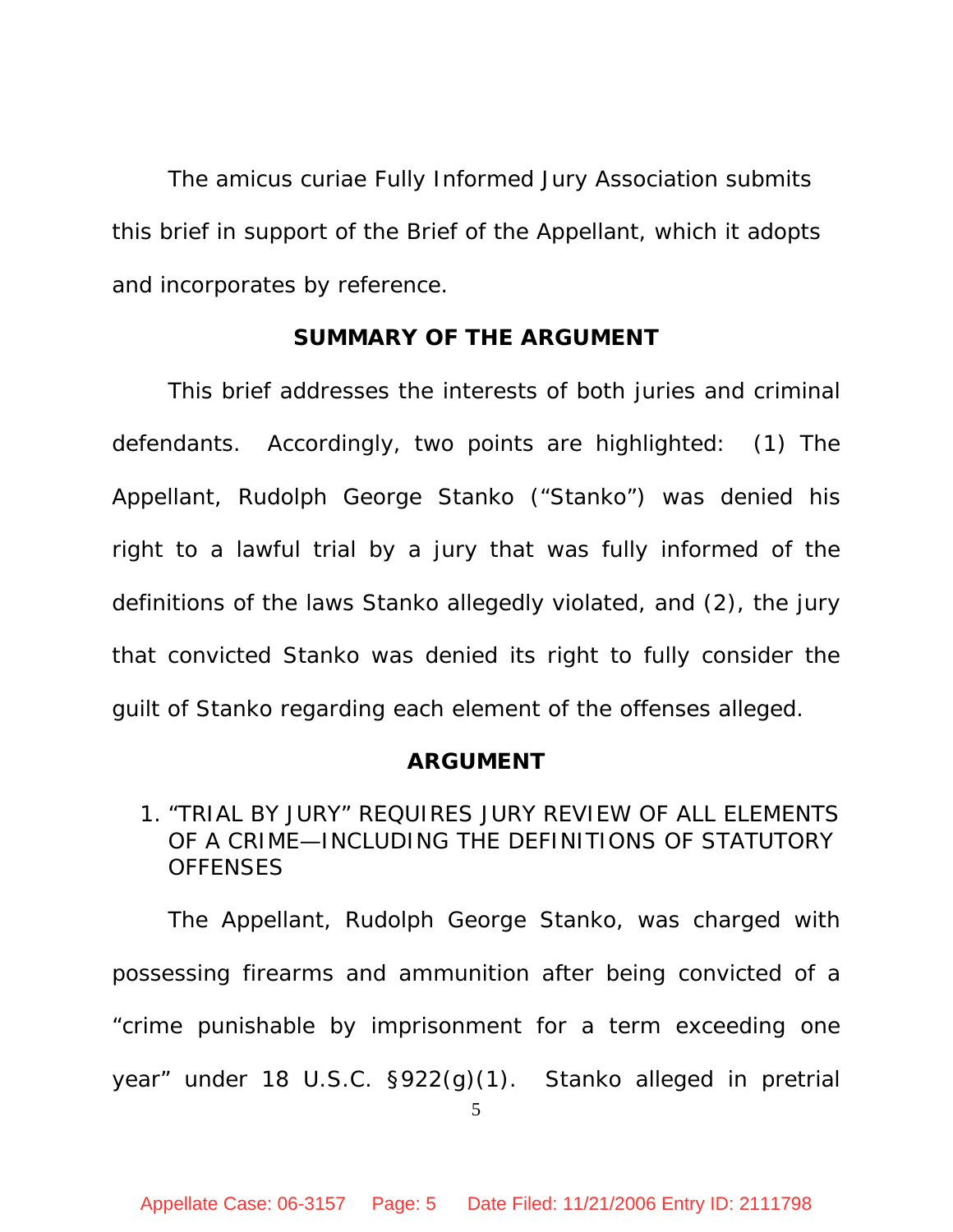The amicus curiae Fully Informed Jury Association submits this brief in support of the Brief of the Appellant, which it adopts and incorporates by reference.

## SUMMARY OF THE ARGUMENT

This brief addresses the interests of both juries and criminal defendants. Accordingly, two points are highlighted: (1) The Appellant, Rudolph George Stanko ("Stanko") was denied his right to a lawful trial by a jury that was fully informed of the definitions of the laws Stanko allegedly violated, and (2), the jury that convicted Stanko was denied its right to fully consider the guilt of Stanko regarding each element of the offenses alleged.

## ARGUMENT

### 1. "TRIAL BY JURY" REQUIRES JURY REVIEW OF ALL ELEMENTS OF A CRIME—INCLUDING THE DEFINITIONS OF STATUTORY OFFENSES

The Appellant, Rudolph George Stanko, was charged with possessing firearms and ammunition after being convicted of a "crime punishable by imprisonment for a term exceeding one year" under 18 U.S.C. §922(g)(1). Stanko alleged in pretrial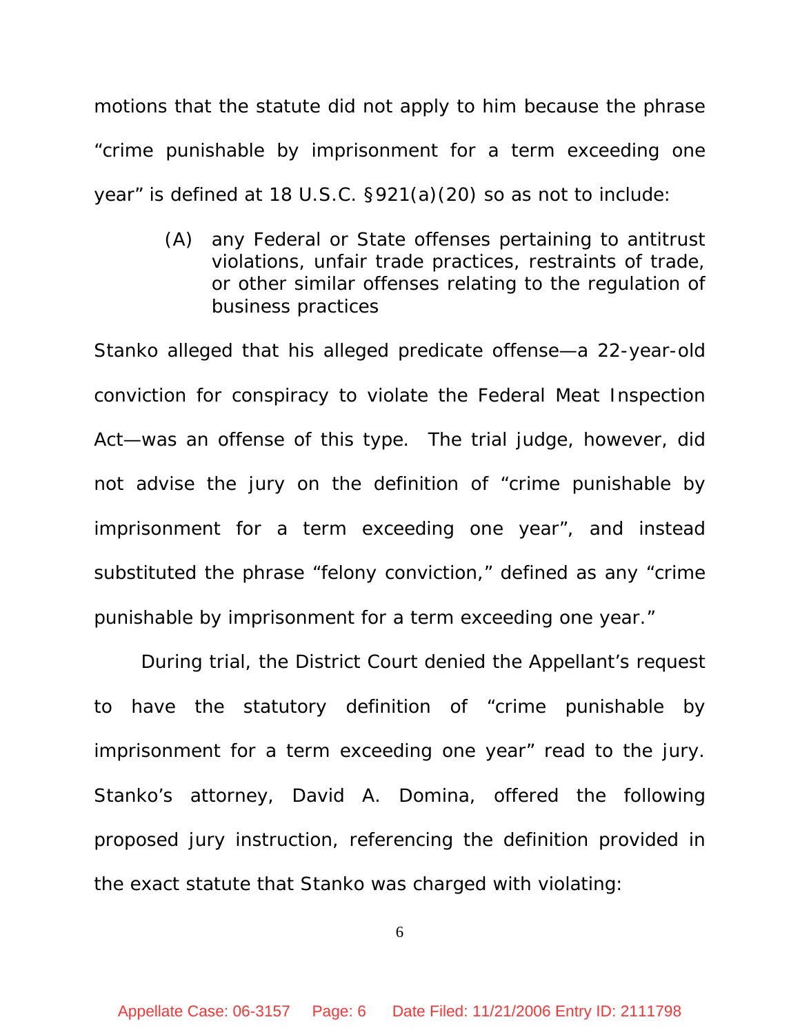motions that the statute did not apply to him because the phrase "crime punishable by imprisonment for a term exceeding one year" is defined at 18 U.S.C. §921(a)(20) so as not to include:

> (A) any Federal or State offenses pertaining to antitrust violations, unfair trade practices, restraints of trade, or other similar offenses relating to the regulation of business practices

Stanko alleged that his alleged predicate offense—a 22-year-old conviction for conspiracy to violate the Federal Meat Inspection Act—was an offense of this type. The trial judge, however, did not advise the jury on the definition of "crime punishable by imprisonment for a term exceeding one year", and instead substituted the phrase "felony conviction," defined as any "crime punishable by imprisonment for a term exceeding one year."

During trial, the District Court denied the Appellant's request to have the statutory definition of "crime punishable by imprisonment for a term exceeding one year" read to the jury. Stanko's attorney, David A. Domina, offered the following proposed jury instruction, referencing the definition provided in the exact statute that Stanko was charged with violating: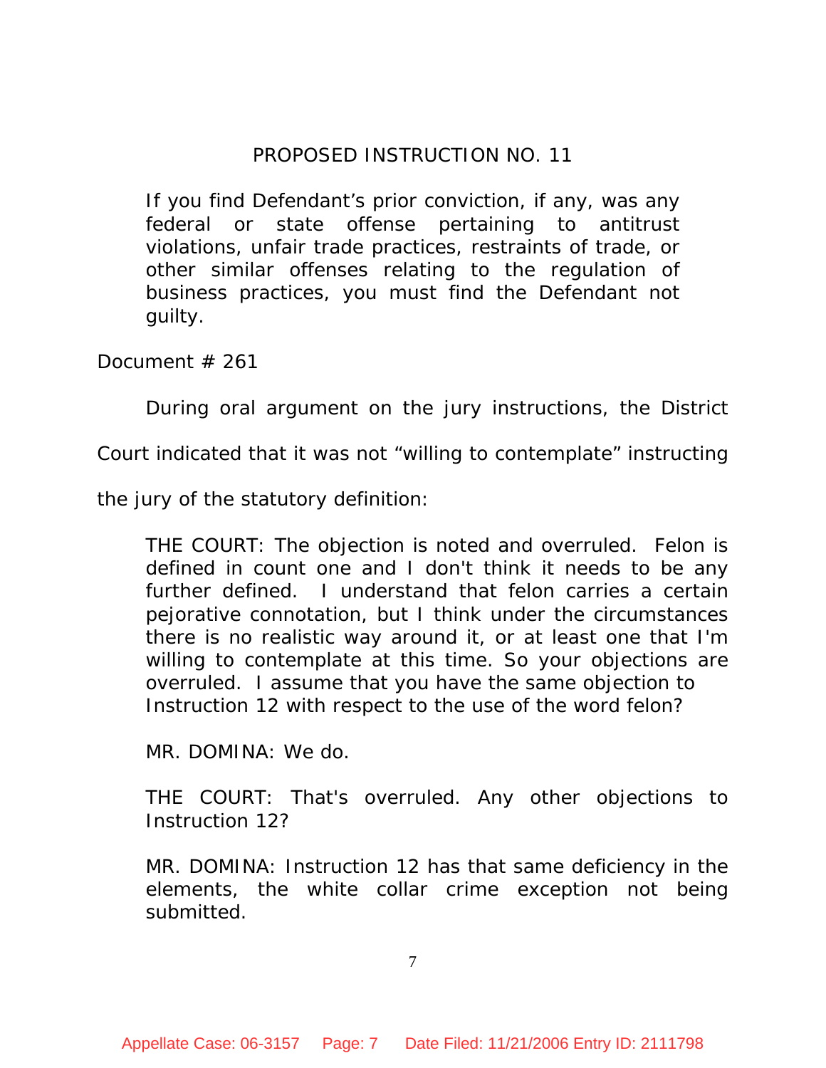PROPOSED INSTRUCTION NO. 11

> If you find Defendant's prior conviction, if any, was any federal or state offense pertaining to antitrust violations, unfair trade practices, restraints of trade, or other similar offenses relating to the regulation of business practices, you must find the Defendant not guilty.

Document # 261

During oral argument on the jury instructions, the District Court indicated that it was not "willing to contemplate" instructing the jury of the statutory definition:

> THE COURT: The objection is noted and overruled. Felon is defined in count one and I don't think it needs to be any further defined. I understand that felon carries a certain pejorative connotation, but I think under the circumstances there is no realistic way around it, or at least one that I'm willing to contemplate at this time. So your objections are overruled. I assume that you have the same objection to Instruction 12 with respect to the use of the word felon?
>
> MR. DOMINA: We do.
>
> THE COURT: That's overruled. Any other objections to Instruction 12?
>
> MR. DOMINA: Instruction 12 has that same deficiency in the elements, the white collar crime exception not being submitted.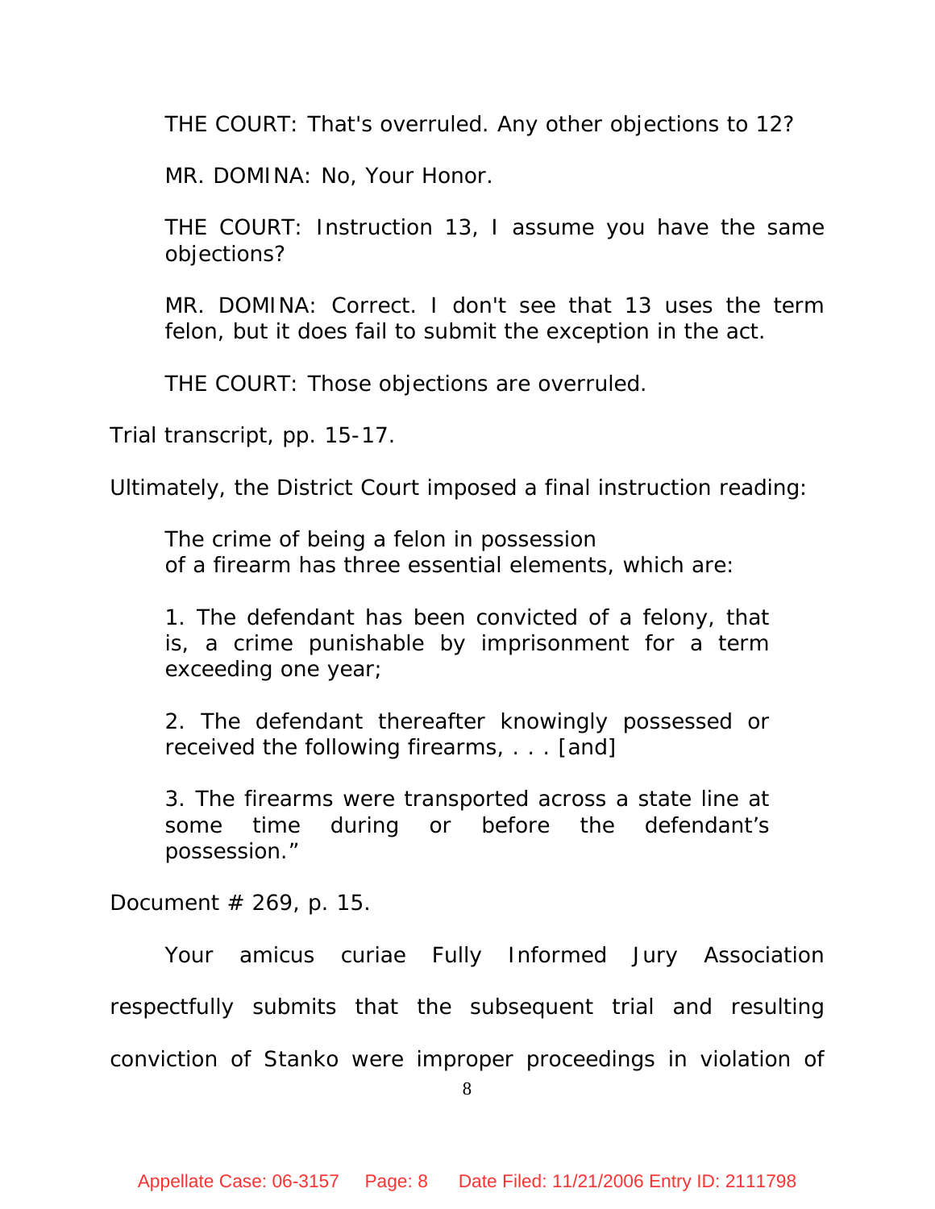> THE COURT: That's overruled. Any other objections to 12?
>
> MR. DOMINA: No, Your Honor.
>
> THE COURT: Instruction 13, I assume you have the same objections?
>
> MR. DOMINA: Correct. I don't see that 13 uses the term felon, but it does fail to submit the exception in the act.
>
> THE COURT: Those objections are overruled.

Trial transcript, pp. 15-17.

Ultimately, the District Court imposed a final instruction reading:

> The crime of being a felon in possession of a firearm has three essential elements, which are:
>
> 1. The defendant has been convicted of a felony, that is, a crime punishable by imprisonment for a term exceeding one year;
>
> 2. The defendant thereafter knowingly possessed or received the following firearms, . . . [and]
>
> 3. The firearms were transported across a state line at some time during or before the defendant's possession."

Document # 269, p. 15.

Your amicus curiae Fully Informed Jury Association respectfully submits that the subsequent trial and resulting conviction of Stanko were improper proceedings in violation of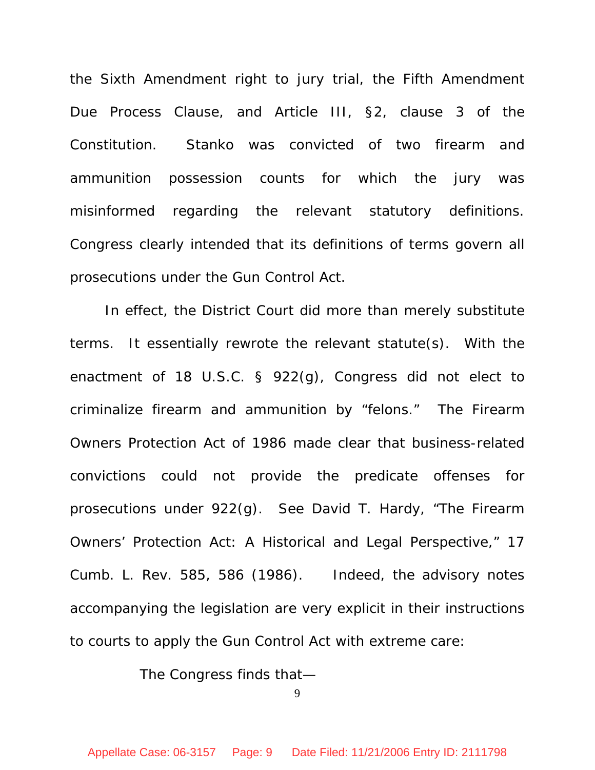the Sixth Amendment right to jury trial, the Fifth Amendment Due Process Clause, and Article III, §2, clause 3 of the Constitution. Stanko was convicted of two firearm and ammunition possession counts for which the jury was misinformed regarding the relevant statutory definitions. Congress clearly intended that its definitions of terms govern all prosecutions under the Gun Control Act.

In effect, the District Court did more than merely substitute terms. It essentially rewrote the relevant statute(s). With the enactment of 18 U.S.C. § 922(g), Congress did not elect to criminalize firearm and ammunition by "felons." The Firearm Owners Protection Act of 1986 made clear that business-related convictions could not provide the predicate offenses for prosecutions under 922(g). See David T. Hardy, "The Firearm Owners' Protection Act: A Historical and Legal Perspective," 17 Cumb. L. Rev. 585, 586 (1986). Indeed, the advisory notes accompanying the legislation are very explicit in their instructions to courts to apply the Gun Control Act with extreme care:

> The Congress finds that—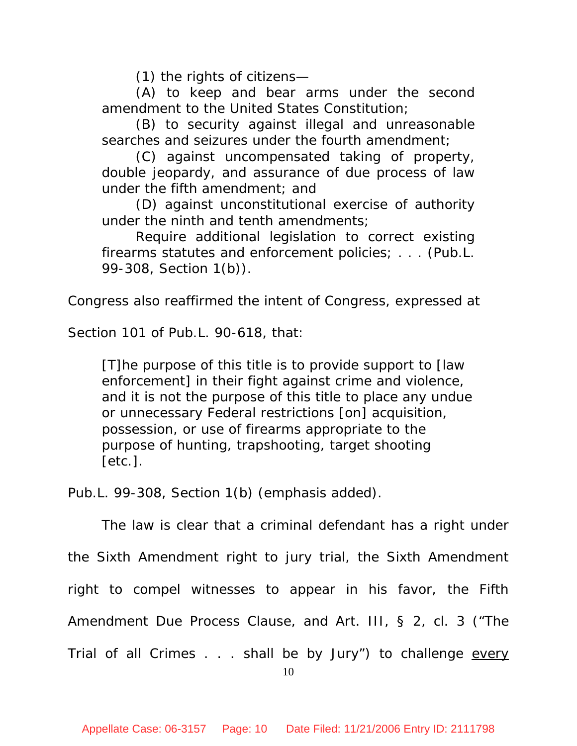> (1) the rights of citizens—
>
> (A) to keep and bear arms under the second amendment to the United States Constitution;
>
> (B) to security against illegal and unreasonable searches and seizures under the fourth amendment;
>
> (C) against uncompensated taking of property, double jeopardy, and assurance of due process of law under the fifth amendment; and
>
> (D) against unconstitutional exercise of authority under the ninth and tenth amendments;
>
> Require additional legislation to correct existing firearms statutes and enforcement policies; . . . (Pub.L. 99-308, Section 1(b)).

Congress also reaffirmed the intent of Congress, expressed at Section 101 of Pub.L. 90-618, that:

> [T]he purpose of this title is to provide support to [law enforcement] in their fight against crime and violence, and it is not the purpose of this title to place any undue or unnecessary Federal restrictions [on] acquisition, possession, or use of firearms appropriate to the purpose of hunting, trapshooting, target shooting [etc.].

Pub.L. 99-308, Section 1(b) (emphasis added).

The law is clear that a criminal defendant has a right under the Sixth Amendment right to jury trial, the Sixth Amendment right to compel witnesses to appear in his favor, the Fifth Amendment Due Process Clause, and Art. III, § 2, cl. 3 ("The Trial of all Crimes . . . shall be by Jury") to challenge <u>every</u>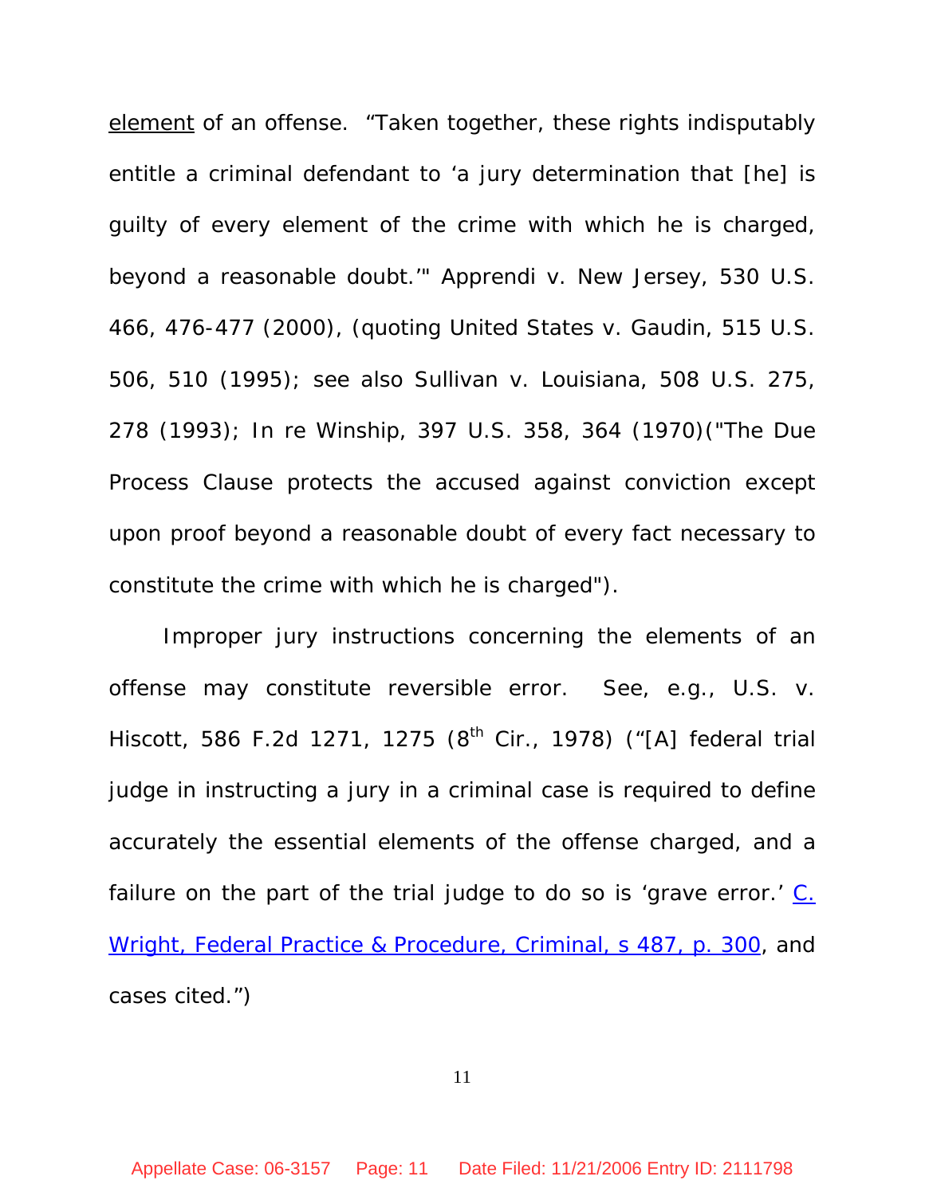element of an offense. "Taken together, these rights indisputably entitle a criminal defendant to 'a jury determination that [he] is guilty of every element of the crime with which he is charged, beyond a reasonable doubt.'" Apprendi v. New Jersey, 530 U.S. 466, 476-477 (2000), (quoting United States v. Gaudin, 515 U.S. 506, 510 (1995); see also Sullivan v. Louisiana, 508 U.S. 275, 278 (1993); In re Winship, 397 U.S. 358, 364 (1970)("The Due Process Clause protects the accused against conviction except upon proof beyond a reasonable doubt of every fact necessary to constitute the crime with which he is charged").

Improper jury instructions concerning the elements of an offense may constitute reversible error. See, e.g., U.S. v. Hiscott, 586 F.2d 1271, 1275 (8th Cir., 1978) ("[A] federal trial judge in instructing a jury in a criminal case is required to define accurately the essential elements of the offense charged, and a failure on the part of the trial judge to do so is 'grave error.' C. Wright, Federal Practice & Procedure, Criminal, s 487, p. 300, and cases cited.")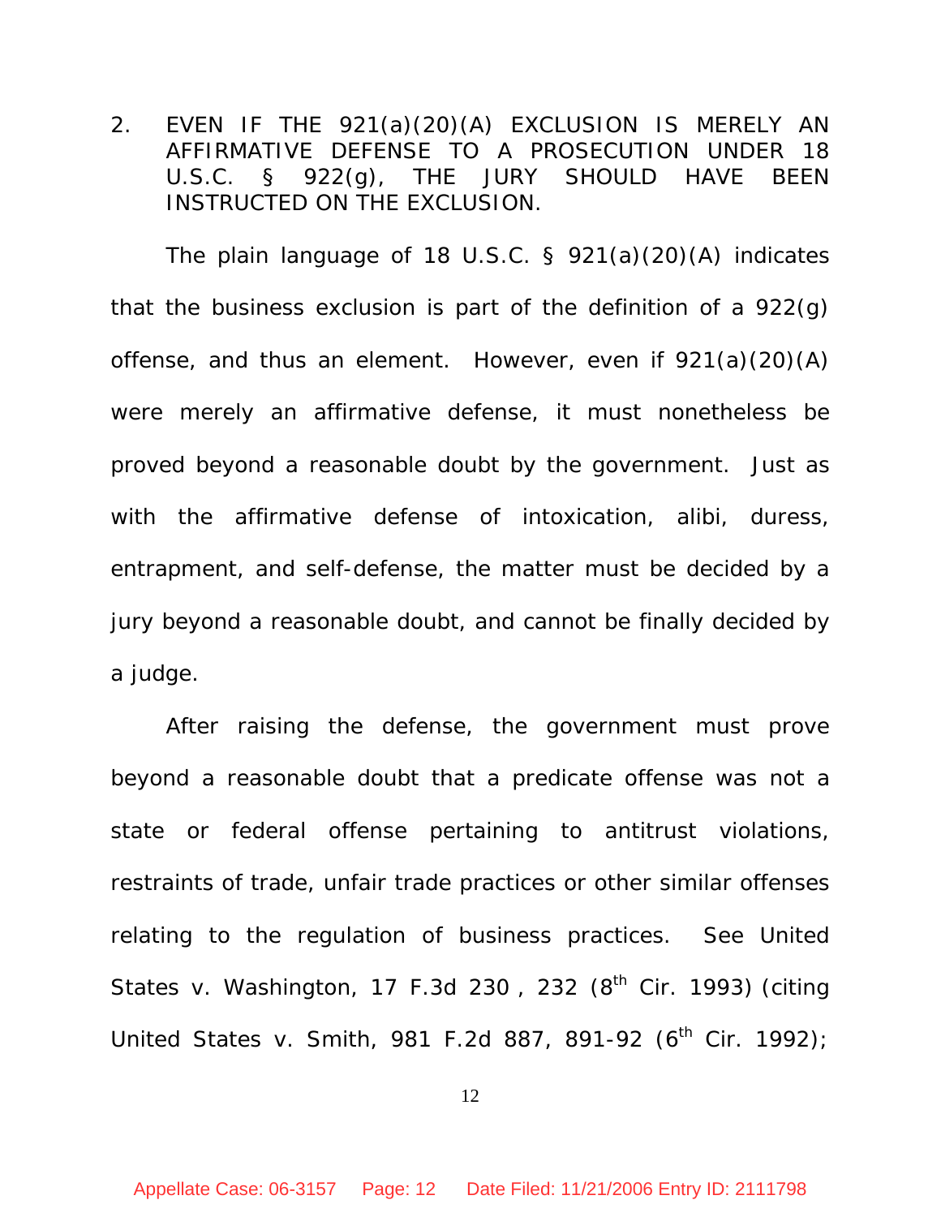2. EVEN IF THE 921(a)(20)(A) EXCLUSION IS MERELY AN AFFIRMATIVE DEFENSE TO A PROSECUTION UNDER 18 U.S.C. § 922(g), THE JURY SHOULD HAVE BEEN INSTRUCTED ON THE EXCLUSION.

The plain language of 18 U.S.C. § 921(a)(20)(A) indicates that the business exclusion is part of the definition of a 922(g) offense, and thus an element. However, even if 921(a)(20)(A) were merely an affirmative defense, it must nonetheless be proved beyond a reasonable doubt by the government. Just as with the affirmative defense of intoxication, alibi, duress, entrapment, and self-defense, the matter must be decided by a jury beyond a reasonable doubt, and cannot be finally decided by a judge.

After raising the defense, the government must prove beyond a reasonable doubt that a predicate offense was not a state or federal offense pertaining to antitrust violations, restraints of trade, unfair trade practices or other similar offenses relating to the regulation of business practices. See United States v. Washington, 17 F.3d 230 , 232 (8th Cir. 1993) (citing United States v. Smith, 981 F.2d 887, 891-92 (6th Cir. 1992);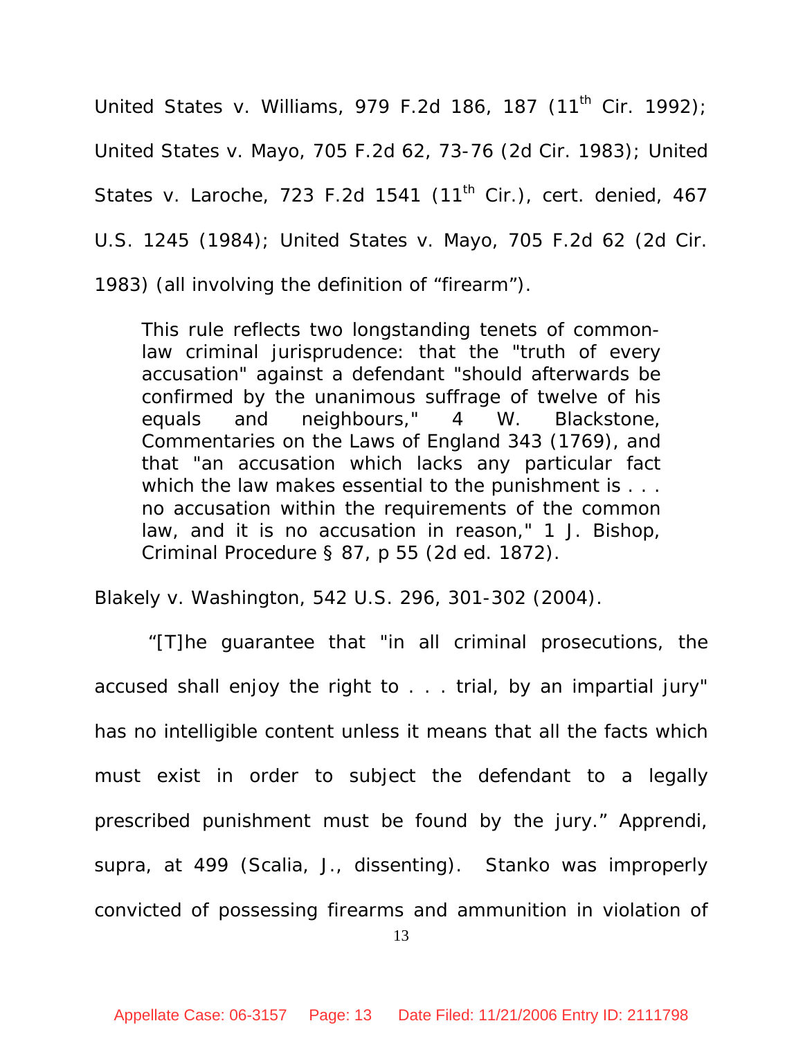United States v. Williams, 979 F.2d 186, 187 (11th Cir. 1992); United States v. Mayo, 705 F.2d 62, 73-76 (2d Cir. 1983); United States v. Laroche, 723 F.2d 1541 (11th Cir.), cert. denied, 467 U.S. 1245 (1984); United States v. Mayo, 705 F.2d 62 (2d Cir. 1983) (all involving the definition of "firearm").

> This rule reflects two longstanding tenets of common-law criminal jurisprudence: that the "truth of every accusation" against a defendant "should afterwards be confirmed by the unanimous suffrage of twelve of his equals and neighbours," 4 W. Blackstone, Commentaries on the Laws of England 343 (1769), and that "an accusation which lacks any particular fact which the law makes essential to the punishment is . . . no accusation within the requirements of the common law, and it is no accusation in reason," 1 J. Bishop, Criminal Procedure § 87, p 55 (2d ed. 1872).

Blakely v. Washington, 542 U.S. 296, 301-302 (2004).

"[T]he guarantee that "in all criminal prosecutions, the accused shall enjoy the right to . . . trial, by an impartial jury" has no intelligible content unless it means that all the facts which must exist in order to subject the defendant to a legally prescribed punishment must be found by the jury." Apprendi, supra, at 499 (Scalia, J., dissenting). Stanko was improperly convicted of possessing firearms and ammunition in violation of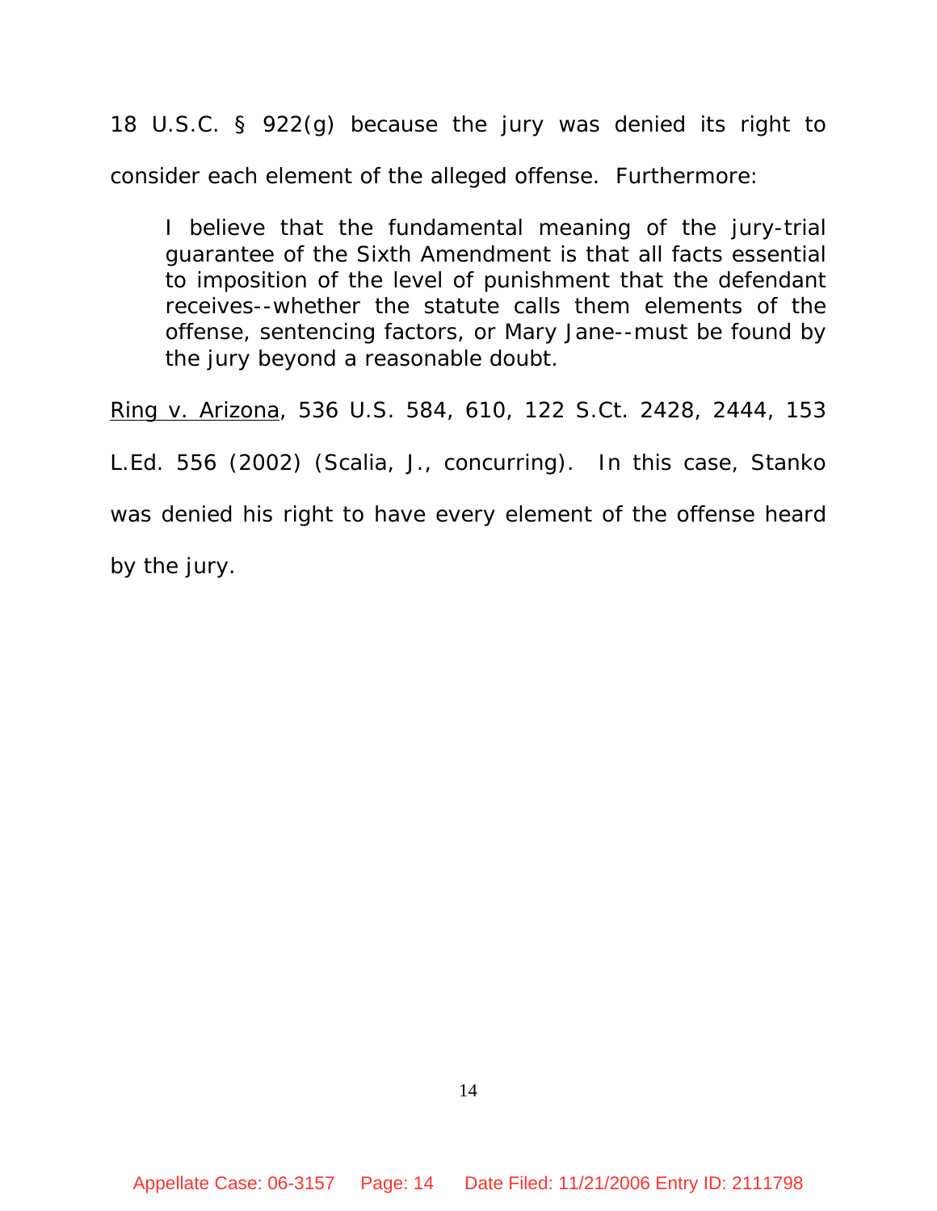18 U.S.C. § 922(g) because the jury was denied its right to consider each element of the alleged offense. Furthermore:

> I believe that the fundamental meaning of the jury-trial guarantee of the Sixth Amendment is that all facts essential to imposition of the level of punishment that the defendant receives--whether the statute calls them elements of the offense, sentencing factors, or Mary Jane--must be found by the jury beyond a reasonable doubt.

Ring v. Arizona, 536 U.S. 584, 610, 122 S.Ct. 2428, 2444, 153 L.Ed. 556 (2002) (Scalia, J., concurring). In this case, Stanko was denied his right to have every element of the offense heard by the jury.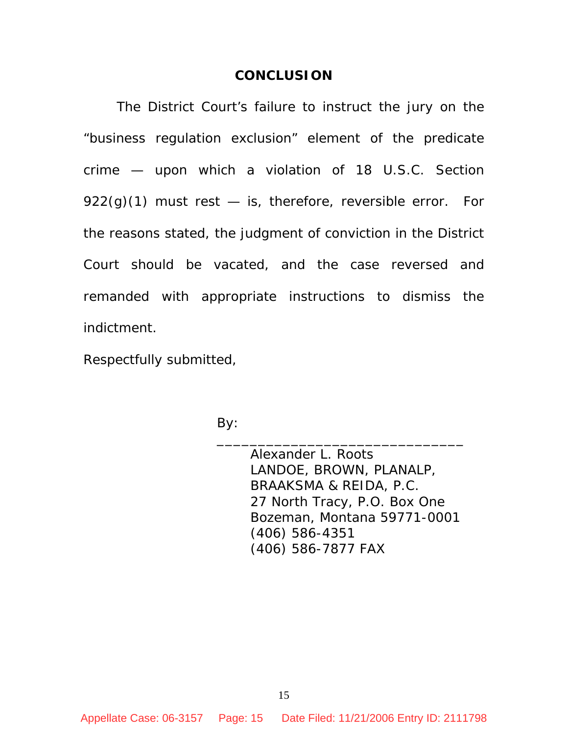## CONCLUSION

The District Court's failure to instruct the jury on the "business regulation exclusion" element of the predicate crime — upon which a violation of 18 U.S.C. Section 922(g)(1) must rest — is, therefore, reversible error. For the reasons stated, the judgment of conviction in the District Court should be vacated, and the case reversed and remanded with appropriate instructions to dismiss the indictment.

Respectfully submitted,

By: \_\_\_\_\_\_\_\_\_\_\_\_\_\_\_\_\_\_\_\_\_\_\_\_\_\_\_\_\_\_

Alexander L. Roots
LANDOE, BROWN, PLANALP,
BRAAKSMA & REIDA, P.C.
27 North Tracy, P.O. Box One
Bozeman, Montana 59771-0001
(406) 586-4351
(406) 586-7877 FAX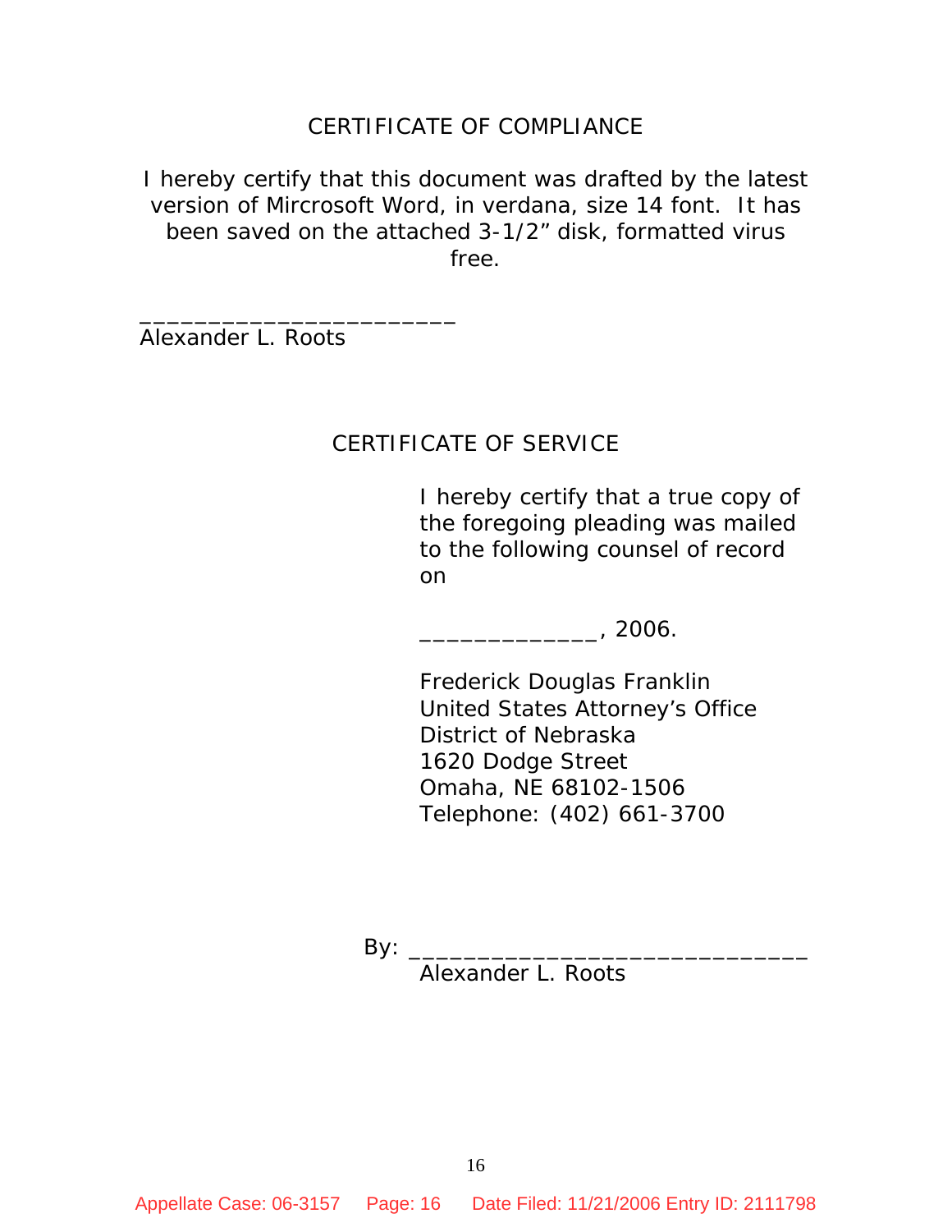## CERTIFICATE OF COMPLIANCE

I hereby certify that this document was drafted by the latest version of Mircrosoft Word, in verdana, size 14 font. It has been saved on the attached 3-1/2" disk, formatted virus free.

______________________
Alexander L. Roots

## CERTIFICATE OF SERVICE

I hereby certify that a true copy of the foregoing pleading was mailed to the following counsel of record on

_____________, 2006.

Frederick Douglas Franklin
United States Attorney's Office
District of Nebraska
1620 Dodge Street
Omaha, NE 68102-1506
Telephone: (402) 661-3700

By: ____________________________
Alexander L. Roots